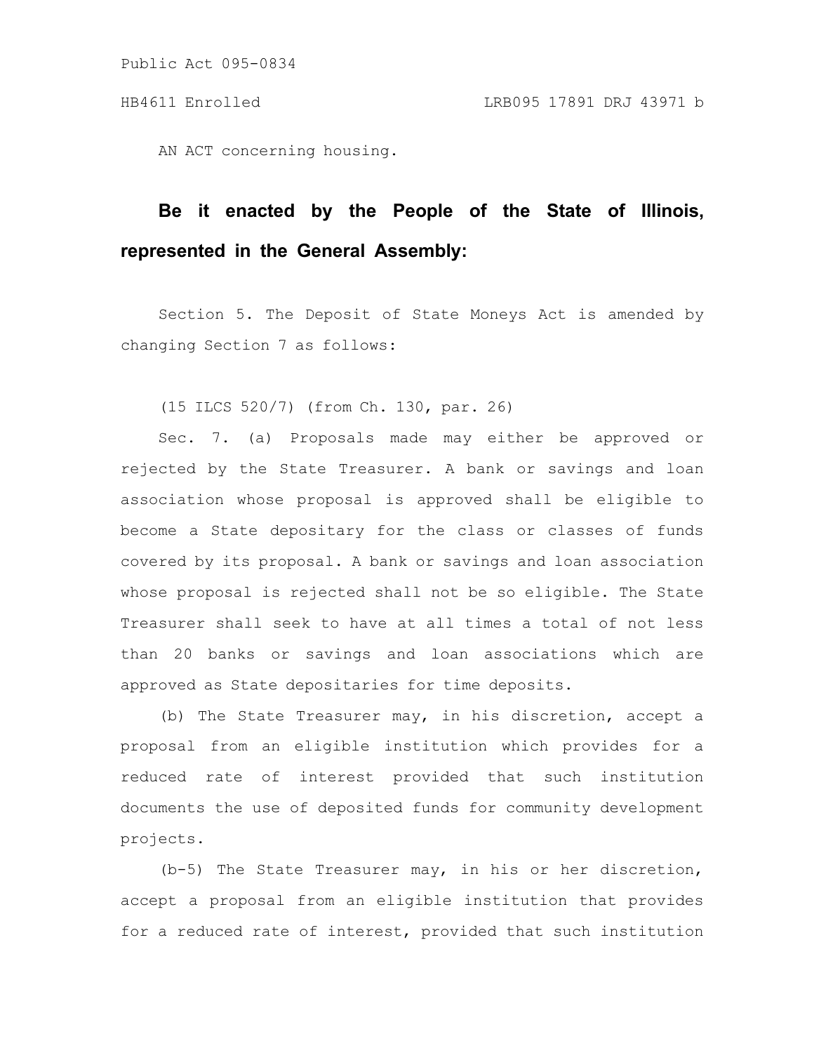Public Act 095-0834

HB4611 Enrolled LRB095 17891 DRJ 43971 b

AN ACT concerning housing.

**Be it enacted by the People of the State of Illinois, represented in the General Assembly:**

Section 5. The Deposit of State Moneys Act is amended by changing Section 7 as follows:

(15 ILCS 520/7) (from Ch. 130, par. 26)

Sec. 7. (a) Proposals made may either be approved or rejected by the State Treasurer. A bank or savings and loan association whose proposal is approved shall be eligible to become a State depositary for the class or classes of funds covered by its proposal. A bank or savings and loan association whose proposal is rejected shall not be so eligible. The State Treasurer shall seek to have at all times a total of not less than 20 banks or savings and loan associations which are approved as State depositaries for time deposits.

(b) The State Treasurer may, in his discretion, accept a proposal from an eligible institution which provides for a reduced rate of interest provided that such institution documents the use of deposited funds for community development projects.

(b-5) The State Treasurer may, in his or her discretion, accept a proposal from an eligible institution that provides for a reduced rate of interest, provided that such institution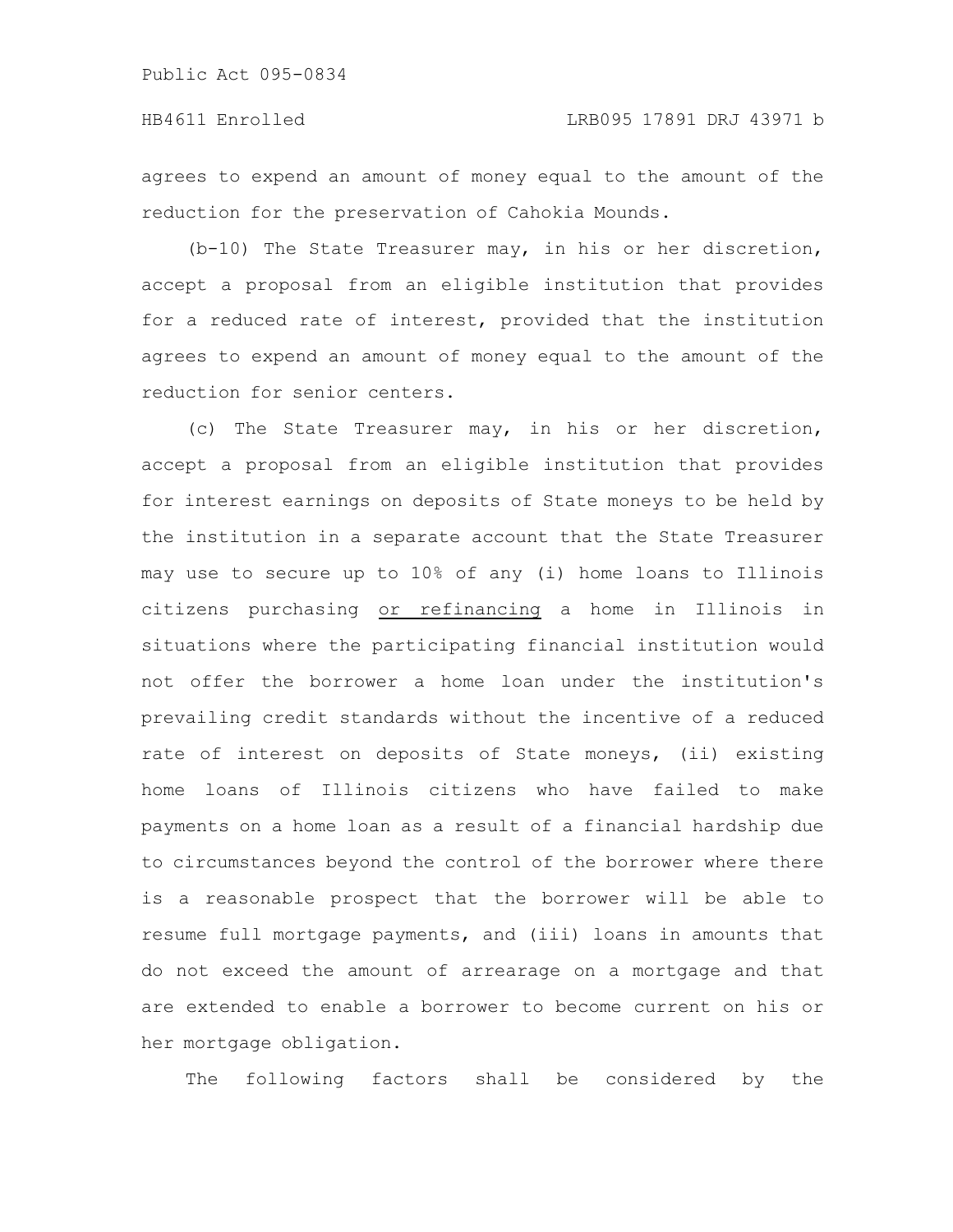agrees to expend an amount of money equal to the amount of the reduction for the preservation of Cahokia Mounds.

(b-10) The State Treasurer may, in his or her discretion, accept a proposal from an eligible institution that provides for a reduced rate of interest, provided that the institution agrees to expend an amount of money equal to the amount of the reduction for senior centers.

(c) The State Treasurer may, in his or her discretion, accept a proposal from an eligible institution that provides for interest earnings on deposits of State moneys to be held by the institution in a separate account that the State Treasurer may use to secure up to 10% of any (i) home loans to Illinois citizens purchasing <u>or refinancing</u> a home in Illinois in situations where the participating financial institution would not offer the borrower a home loan under the institution's prevailing credit standards without the incentive of a reduced rate of interest on deposits of State moneys, (ii) existing home loans of Illinois citizens who have failed to make payments on a home loan as a result of a financial hardship due to circumstances beyond the control of the borrower where there is a reasonable prospect that the borrower will be able to resume full mortgage payments, and (iii) loans in amounts that do not exceed the amount of arrearage on a mortgage and that are extended to enable a borrower to become current on his or her mortgage obligation.

The following factors shall be considered by the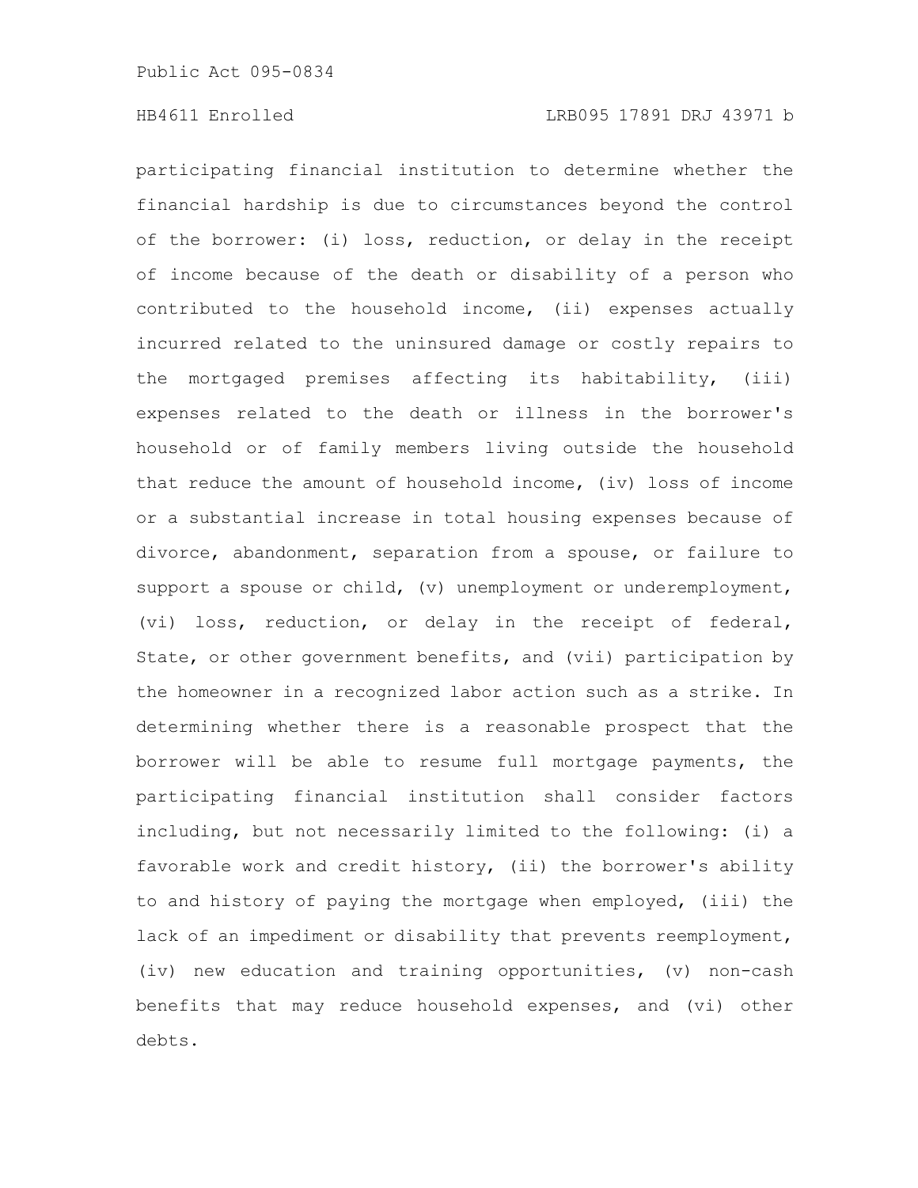participating financial institution to determine whether the financial hardship is due to circumstances beyond the control of the borrower: (i) loss, reduction, or delay in the receipt of income because of the death or disability of a person who contributed to the household income, (ii) expenses actually incurred related to the uninsured damage or costly repairs to the mortgaged premises affecting its habitability, (iii) expenses related to the death or illness in the borrower's household or of family members living outside the household that reduce the amount of household income, (iv) loss of income or a substantial increase in total housing expenses because of divorce, abandonment, separation from a spouse, or failure to support a spouse or child, (v) unemployment or underemployment, (vi) loss, reduction, or delay in the receipt of federal, State, or other government benefits, and (vii) participation by the homeowner in a recognized labor action such as a strike. In determining whether there is a reasonable prospect that the borrower will be able to resume full mortgage payments, the participating financial institution shall consider factors including, but not necessarily limited to the following: (i) a favorable work and credit history, (ii) the borrower's ability to and history of paying the mortgage when employed, (iii) the lack of an impediment or disability that prevents reemployment, (iv) new education and training opportunities, (v) non-cash benefits that may reduce household expenses, and (vi) other debts.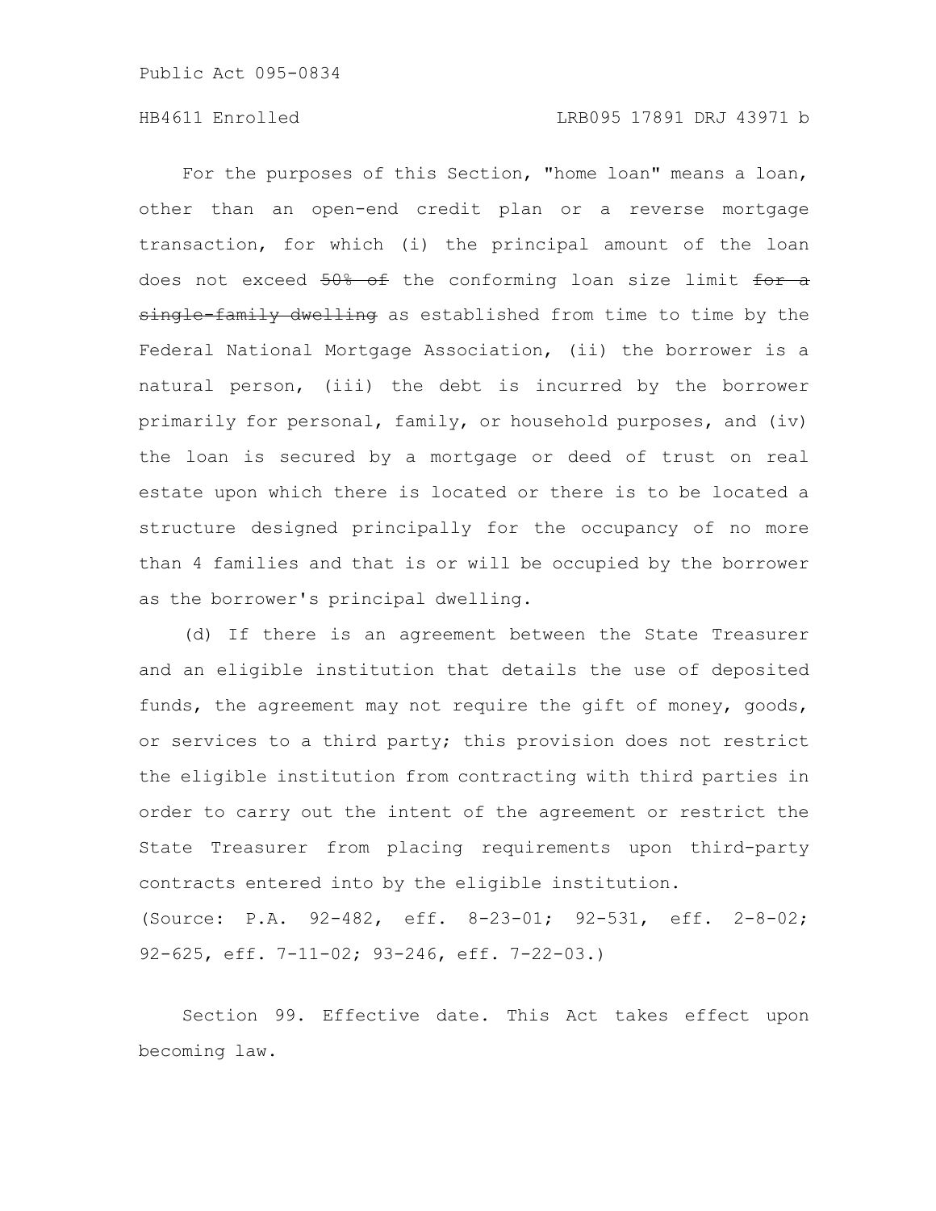For the purposes of this Section, "home loan" means a loan, other than an open-end credit plan or a reverse mortgage transaction, for which (i) the principal amount of the loan does not exceed ~~50% of~~ the conforming loan size limit ~~for a single-family dwelling~~ as established from time to time by the Federal National Mortgage Association, (ii) the borrower is a natural person, (iii) the debt is incurred by the borrower primarily for personal, family, or household purposes, and (iv) the loan is secured by a mortgage or deed of trust on real estate upon which there is located or there is to be located a structure designed principally for the occupancy of no more than 4 families and that is or will be occupied by the borrower as the borrower's principal dwelling.

(d) If there is an agreement between the State Treasurer and an eligible institution that details the use of deposited funds, the agreement may not require the gift of money, goods, or services to a third party; this provision does not restrict the eligible institution from contracting with third parties in order to carry out the intent of the agreement or restrict the State Treasurer from placing requirements upon third-party contracts entered into by the eligible institution.

(Source: P.A. 92-482, eff. 8-23-01; 92-531, eff. 2-8-02; 92-625, eff. 7-11-02; 93-246, eff. 7-22-03.)

Section 99. Effective date. This Act takes effect upon becoming law.